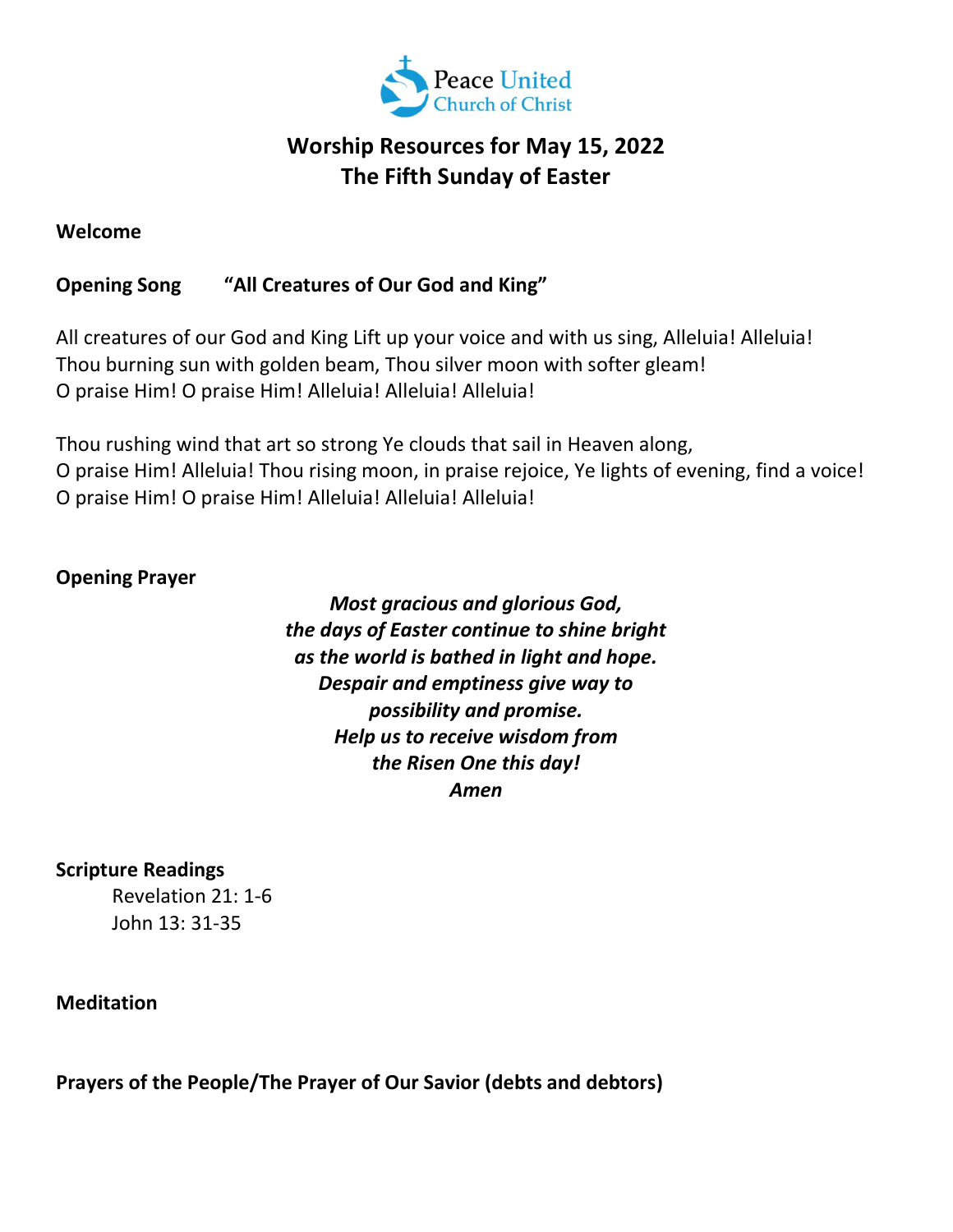Peace United Church of Christ

# Worship Resources for May 15, 2022
# The Fifth Sunday of Easter

**Welcome**

**Opening Song** **"All Creatures of Our God and King"**

All creatures of our God and King Lift up your voice and with us sing, Alleluia! Alleluia!
Thou burning sun with golden beam, Thou silver moon with softer gleam!
O praise Him! O praise Him! Alleluia! Alleluia! Alleluia!

Thou rushing wind that art so strong Ye clouds that sail in Heaven along,
O praise Him! Alleluia! Thou rising moon, in praise rejoice, Ye lights of evening, find a voice!
O praise Him! O praise Him! Alleluia! Alleluia! Alleluia!

**Opening Prayer**

***Most gracious and glorious God,***
***the days of Easter continue to shine bright***
***as the world is bathed in light and hope.***
***Despair and emptiness give way to***
***possibility and promise.***
***Help us to receive wisdom from***
***the Risen One this day!***
***Amen***

**Scripture Readings**

Revelation 21: 1-6
John 13: 31-35

**Meditation**

**Prayers of the People/The Prayer of Our Savior (debts and debtors)**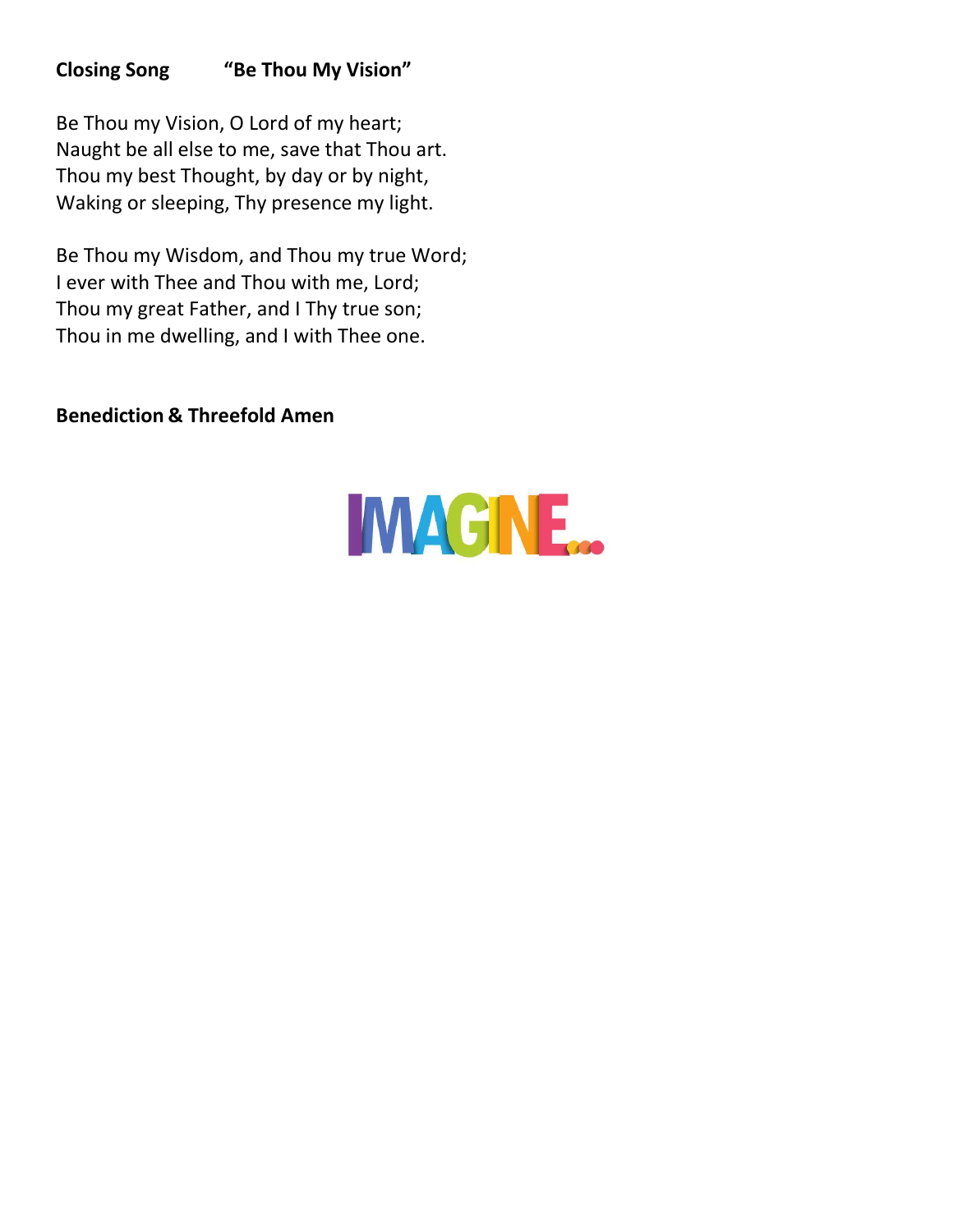**Closing Song "Be Thou My Vision"**

Be Thou my Vision, O Lord of my heart;
Naught be all else to me, save that Thou art.
Thou my best Thought, by day or by night,
Waking or sleeping, Thy presence my light.

Be Thou my Wisdom, and Thou my true Word;
I ever with Thee and Thou with me, Lord;
Thou my great Father, and I Thy true son;
Thou in me dwelling, and I with Thee one.

**Benediction & Threefold Amen**

IMAGINE...